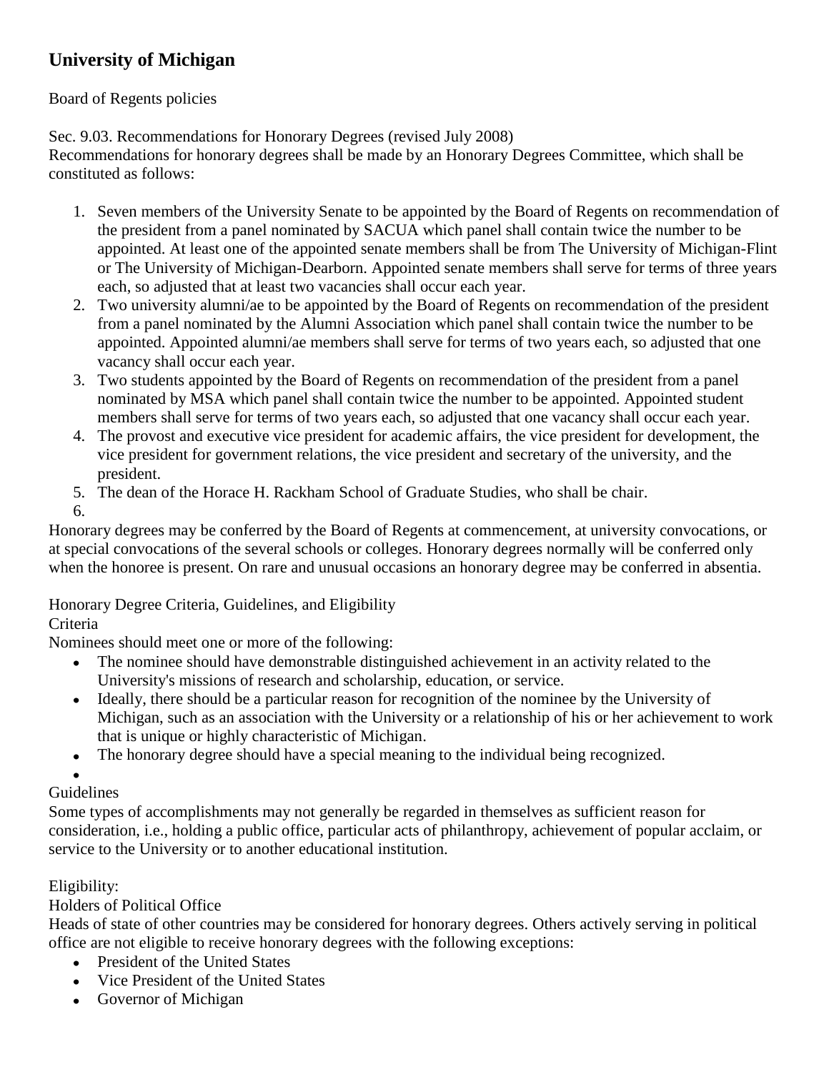# University of Michigan

Board of Regents policies

Sec. 9.03. Recommendations for Honorary Degrees (revised July 2008)
Recommendations for honorary degrees shall be made by an Honorary Degrees Committee, which shall be constituted as follows:

1. Seven members of the University Senate to be appointed by the Board of Regents on recommendation of the president from a panel nominated by SACUA which panel shall contain twice the number to be appointed. At least one of the appointed senate members shall be from The University of Michigan-Flint or The University of Michigan-Dearborn. Appointed senate members shall serve for terms of three years each, so adjusted that at least two vacancies shall occur each year.
2. Two university alumni/ae to be appointed by the Board of Regents on recommendation of the president from a panel nominated by the Alumni Association which panel shall contain twice the number to be appointed. Appointed alumni/ae members shall serve for terms of two years each, so adjusted that one vacancy shall occur each year.
3. Two students appointed by the Board of Regents on recommendation of the president from a panel nominated by MSA which panel shall contain twice the number to be appointed. Appointed student members shall serve for terms of two years each, so adjusted that one vacancy shall occur each year.
4. The provost and executive vice president for academic affairs, the vice president for development, the vice president for government relations, the vice president and secretary of the university, and the president.
5. The dean of the Horace H. Rackham School of Graduate Studies, who shall be chair.
6.

Honorary degrees may be conferred by the Board of Regents at commencement, at university convocations, or at special convocations of the several schools or colleges. Honorary degrees normally will be conferred only when the honoree is present. On rare and unusual occasions an honorary degree may be conferred in absentia.

Honorary Degree Criteria, Guidelines, and Eligibility
Criteria
Nominees should meet one or more of the following:

- The nominee should have demonstrable distinguished achievement in an activity related to the University's missions of research and scholarship, education, or service.
- Ideally, there should be a particular reason for recognition of the nominee by the University of Michigan, such as an association with the University or a relationship of his or her achievement to work that is unique or highly characteristic of Michigan.
- The honorary degree should have a special meaning to the individual being recognized.
-

Guidelines
Some types of accomplishments may not generally be regarded in themselves as sufficient reason for consideration, i.e., holding a public office, particular acts of philanthropy, achievement of popular acclaim, or service to the University or to another educational institution.

Eligibility:
Holders of Political Office
Heads of state of other countries may be considered for honorary degrees. Others actively serving in political office are not eligible to receive honorary degrees with the following exceptions:

- President of the United States
- Vice President of the United States
- Governor of Michigan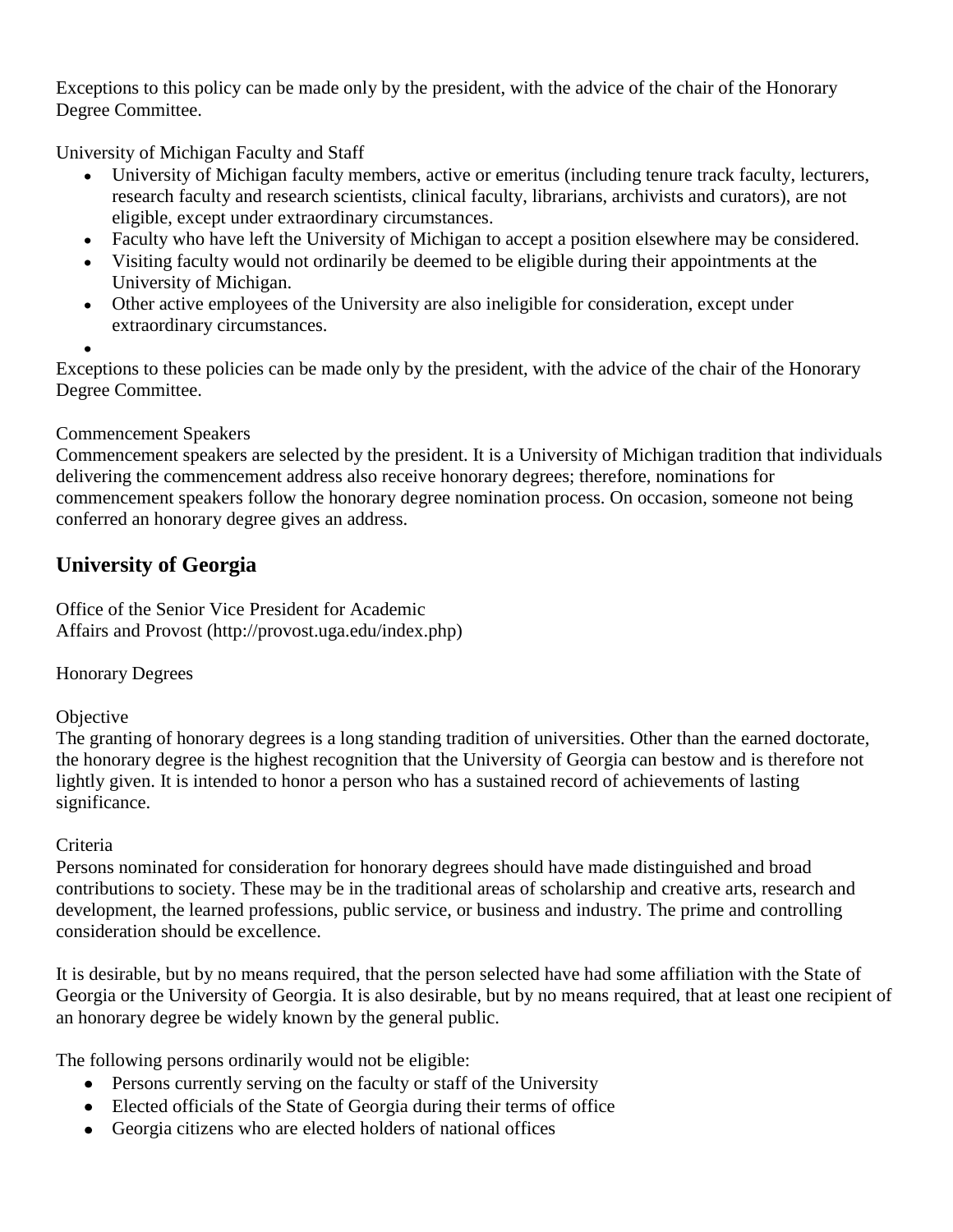Exceptions to this policy can be made only by the president, with the advice of the chair of the Honorary Degree Committee.

University of Michigan Faculty and Staff

- University of Michigan faculty members, active or emeritus (including tenure track faculty, lecturers, research faculty and research scientists, clinical faculty, librarians, archivists and curators), are not eligible, except under extraordinary circumstances.
- Faculty who have left the University of Michigan to accept a position elsewhere may be considered.
- Visiting faculty would not ordinarily be deemed to be eligible during their appointments at the University of Michigan.
- Other active employees of the University are also ineligible for consideration, except under extraordinary circumstances.

Exceptions to these policies can be made only by the president, with the advice of the chair of the Honorary Degree Committee.

Commencement Speakers

Commencement speakers are selected by the president. It is a University of Michigan tradition that individuals delivering the commencement address also receive honorary degrees; therefore, nominations for commencement speakers follow the honorary degree nomination process. On occasion, someone not being conferred an honorary degree gives an address.

## University of Georgia

Office of the Senior Vice President for Academic
Affairs and Provost (http://provost.uga.edu/index.php)

Honorary Degrees

Objective

The granting of honorary degrees is a long standing tradition of universities. Other than the earned doctorate, the honorary degree is the highest recognition that the University of Georgia can bestow and is therefore not lightly given. It is intended to honor a person who has a sustained record of achievements of lasting significance.

Criteria

Persons nominated for consideration for honorary degrees should have made distinguished and broad contributions to society. These may be in the traditional areas of scholarship and creative arts, research and development, the learned professions, public service, or business and industry. The prime and controlling consideration should be excellence.

It is desirable, but by no means required, that the person selected have had some affiliation with the State of Georgia or the University of Georgia. It is also desirable, but by no means required, that at least one recipient of an honorary degree be widely known by the general public.

The following persons ordinarily would not be eligible:

- Persons currently serving on the faculty or staff of the University
- Elected officials of the State of Georgia during their terms of office
- Georgia citizens who are elected holders of national offices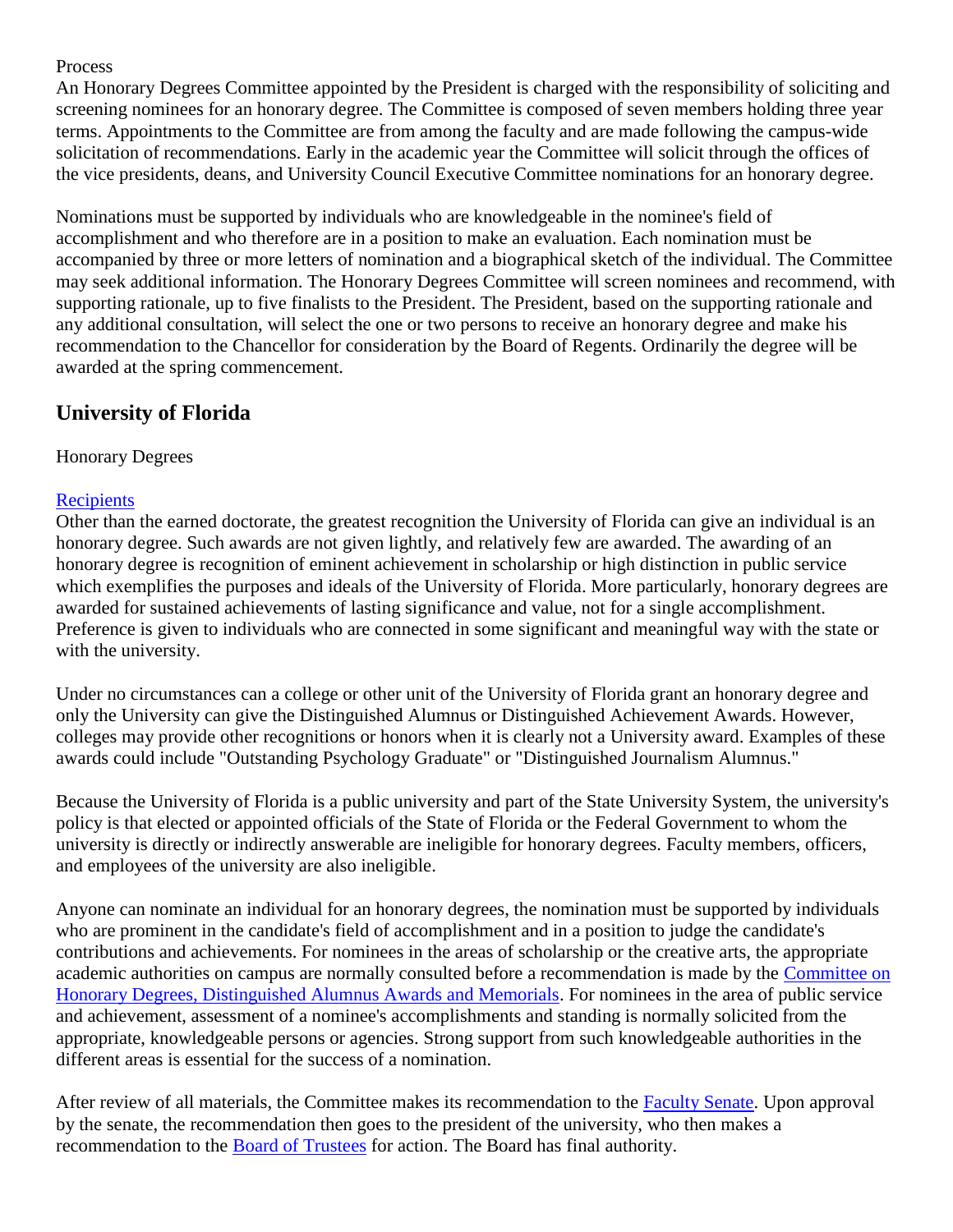Process

An Honorary Degrees Committee appointed by the President is charged with the responsibility of soliciting and screening nominees for an honorary degree. The Committee is composed of seven members holding three year terms. Appointments to the Committee are from among the faculty and are made following the campus-wide solicitation of recommendations. Early in the academic year the Committee will solicit through the offices of the vice presidents, deans, and University Council Executive Committee nominations for an honorary degree.

Nominations must be supported by individuals who are knowledgeable in the nominee's field of accomplishment and who therefore are in a position to make an evaluation. Each nomination must be accompanied by three or more letters of nomination and a biographical sketch of the individual. The Committee may seek additional information. The Honorary Degrees Committee will screen nominees and recommend, with supporting rationale, up to five finalists to the President. The President, based on the supporting rationale and any additional consultation, will select the one or two persons to receive an honorary degree and make his recommendation to the Chancellor for consideration by the Board of Regents. Ordinarily the degree will be awarded at the spring commencement.

## University of Florida

Honorary Degrees

Recipients

Other than the earned doctorate, the greatest recognition the University of Florida can give an individual is an honorary degree. Such awards are not given lightly, and relatively few are awarded. The awarding of an honorary degree is recognition of eminent achievement in scholarship or high distinction in public service which exemplifies the purposes and ideals of the University of Florida. More particularly, honorary degrees are awarded for sustained achievements of lasting significance and value, not for a single accomplishment. Preference is given to individuals who are connected in some significant and meaningful way with the state or with the university.

Under no circumstances can a college or other unit of the University of Florida grant an honorary degree and only the University can give the Distinguished Alumnus or Distinguished Achievement Awards. However, colleges may provide other recognitions or honors when it is clearly not a University award. Examples of these awards could include "Outstanding Psychology Graduate" or "Distinguished Journalism Alumnus."

Because the University of Florida is a public university and part of the State University System, the university's policy is that elected or appointed officials of the State of Florida or the Federal Government to whom the university is directly or indirectly answerable are ineligible for honorary degrees. Faculty members, officers, and employees of the university are also ineligible.

Anyone can nominate an individual for an honorary degrees, the nomination must be supported by individuals who are prominent in the candidate's field of accomplishment and in a position to judge the candidate's contributions and achievements. For nominees in the areas of scholarship or the creative arts, the appropriate academic authorities on campus are normally consulted before a recommendation is made by the Committee on Honorary Degrees, Distinguished Alumnus Awards and Memorials. For nominees in the area of public service and achievement, assessment of a nominee's accomplishments and standing is normally solicited from the appropriate, knowledgeable persons or agencies. Strong support from such knowledgeable authorities in the different areas is essential for the success of a nomination.

After review of all materials, the Committee makes its recommendation to the Faculty Senate. Upon approval by the senate, the recommendation then goes to the president of the university, who then makes a recommendation to the Board of Trustees for action. The Board has final authority.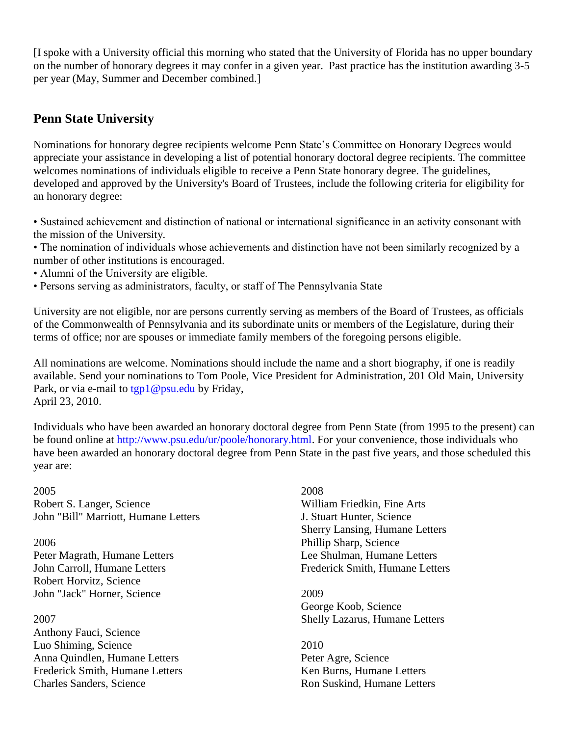[I spoke with a University official this morning who stated that the University of Florida has no upper boundary on the number of honorary degrees it may confer in a given year. Past practice has the institution awarding 3-5 per year (May, Summer and December combined.]

## Penn State University

Nominations for honorary degree recipients welcome Penn State's Committee on Honorary Degrees would appreciate your assistance in developing a list of potential honorary doctoral degree recipients. The committee welcomes nominations of individuals eligible to receive a Penn State honorary degree. The guidelines, developed and approved by the University's Board of Trustees, include the following criteria for eligibility for an honorary degree:

- Sustained achievement and distinction of national or international significance in an activity consonant with the mission of the University.
- The nomination of individuals whose achievements and distinction have not been similarly recognized by a number of other institutions is encouraged.
- Alumni of the University are eligible.
- Persons serving as administrators, faculty, or staff of The Pennsylvania State

University are not eligible, nor are persons currently serving as members of the Board of Trustees, as officials of the Commonwealth of Pennsylvania and its subordinate units or members of the Legislature, during their terms of office; nor are spouses or immediate family members of the foregoing persons eligible.

All nominations are welcome. Nominations should include the name and a short biography, if one is readily available. Send your nominations to Tom Poole, Vice President for Administration, 201 Old Main, University Park, or via e-mail to tgp1@psu.edu by Friday, April 23, 2010.

Individuals who have been awarded an honorary doctoral degree from Penn State (from 1995 to the present) can be found online at http://www.psu.edu/ur/poole/honorary.html. For your convenience, those individuals who have been awarded an honorary doctoral degree from Penn State in the past five years, and those scheduled this year are:

2005
Robert S. Langer, Science
John "Bill" Marriott, Humane Letters

2006
Peter Magrath, Humane Letters
John Carroll, Humane Letters
Robert Horvitz, Science
John "Jack" Horner, Science

2007
Anthony Fauci, Science
Luo Shiming, Science
Anna Quindlen, Humane Letters
Frederick Smith, Humane Letters
Charles Sanders, Science

2008
William Friedkin, Fine Arts
J. Stuart Hunter, Science
Sherry Lansing, Humane Letters
Phillip Sharp, Science
Lee Shulman, Humane Letters
Frederick Smith, Humane Letters

2009
George Koob, Science
Shelly Lazarus, Humane Letters

2010
Peter Agre, Science
Ken Burns, Humane Letters
Ron Suskind, Humane Letters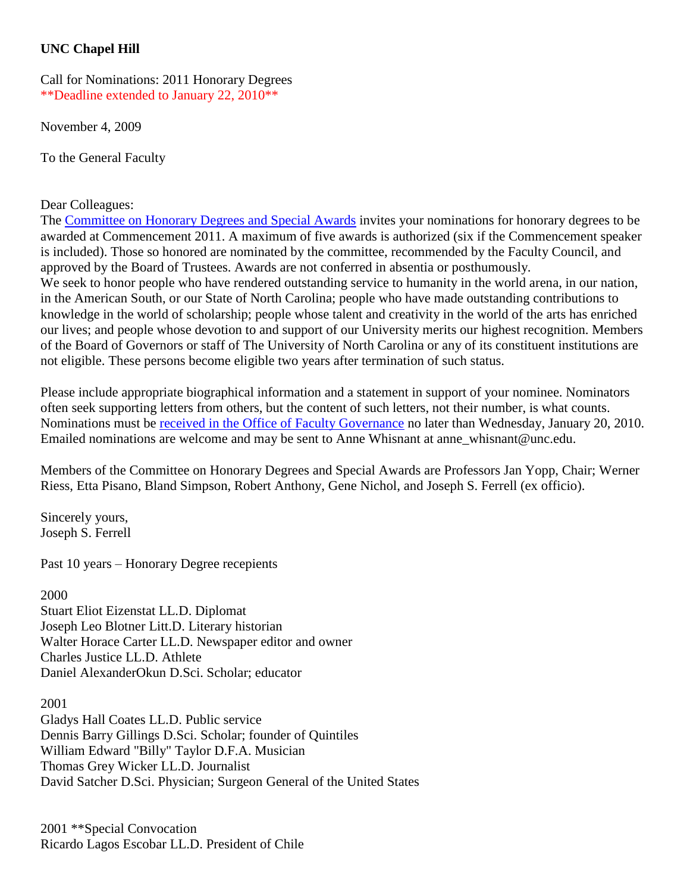**UNC Chapel Hill**

Call for Nominations: 2011 Honorary Degrees
**Deadline extended to January 22, 2010**

November 4, 2009

To the General Faculty

Dear Colleagues:
The [Committee on Honorary Degrees and Special Awards]() invites your nominations for honorary degrees to be awarded at Commencement 2011. A maximum of five awards is authorized (six if the Commencement speaker is included). Those so honored are nominated by the committee, recommended by the Faculty Council, and approved by the Board of Trustees. Awards are not conferred in absentia or posthumously.
We seek to honor people who have rendered outstanding service to humanity in the world arena, in our nation, in the American South, or our State of North Carolina; people who have made outstanding contributions to knowledge in the world of scholarship; people whose talent and creativity in the world of the arts has enriched our lives; and people whose devotion to and support of our University merits our highest recognition. Members of the Board of Governors or staff of The University of North Carolina or any of its constituent institutions are not eligible. These persons become eligible two years after termination of such status.

Please include appropriate biographical information and a statement in support of your nominee. Nominators often seek supporting letters from others, but the content of such letters, not their number, is what counts. Nominations must be [received in the Office of Faculty Governance]() no later than Wednesday, January 20, 2010. Emailed nominations are welcome and may be sent to Anne Whisnant at anne_whisnant@unc.edu.

Members of the Committee on Honorary Degrees and Special Awards are Professors Jan Yopp, Chair; Werner Riess, Etta Pisano, Bland Simpson, Robert Anthony, Gene Nichol, and Joseph S. Ferrell (ex officio).

Sincerely yours,
Joseph S. Ferrell

Past 10 years – Honorary Degree recepients

2000
Stuart Eliot Eizenstat LL.D. Diplomat
Joseph Leo Blotner Litt.D. Literary historian
Walter Horace Carter LL.D. Newspaper editor and owner
Charles Justice LL.D. Athlete
Daniel AlexanderOkun D.Sci. Scholar; educator

2001
Gladys Hall Coates LL.D. Public service
Dennis Barry Gillings D.Sci. Scholar; founder of Quintiles
William Edward "Billy" Taylor D.F.A. Musician
Thomas Grey Wicker LL.D. Journalist
David Satcher D.Sci. Physician; Surgeon General of the United States

2001 **Special Convocation
Ricardo Lagos Escobar LL.D. President of Chile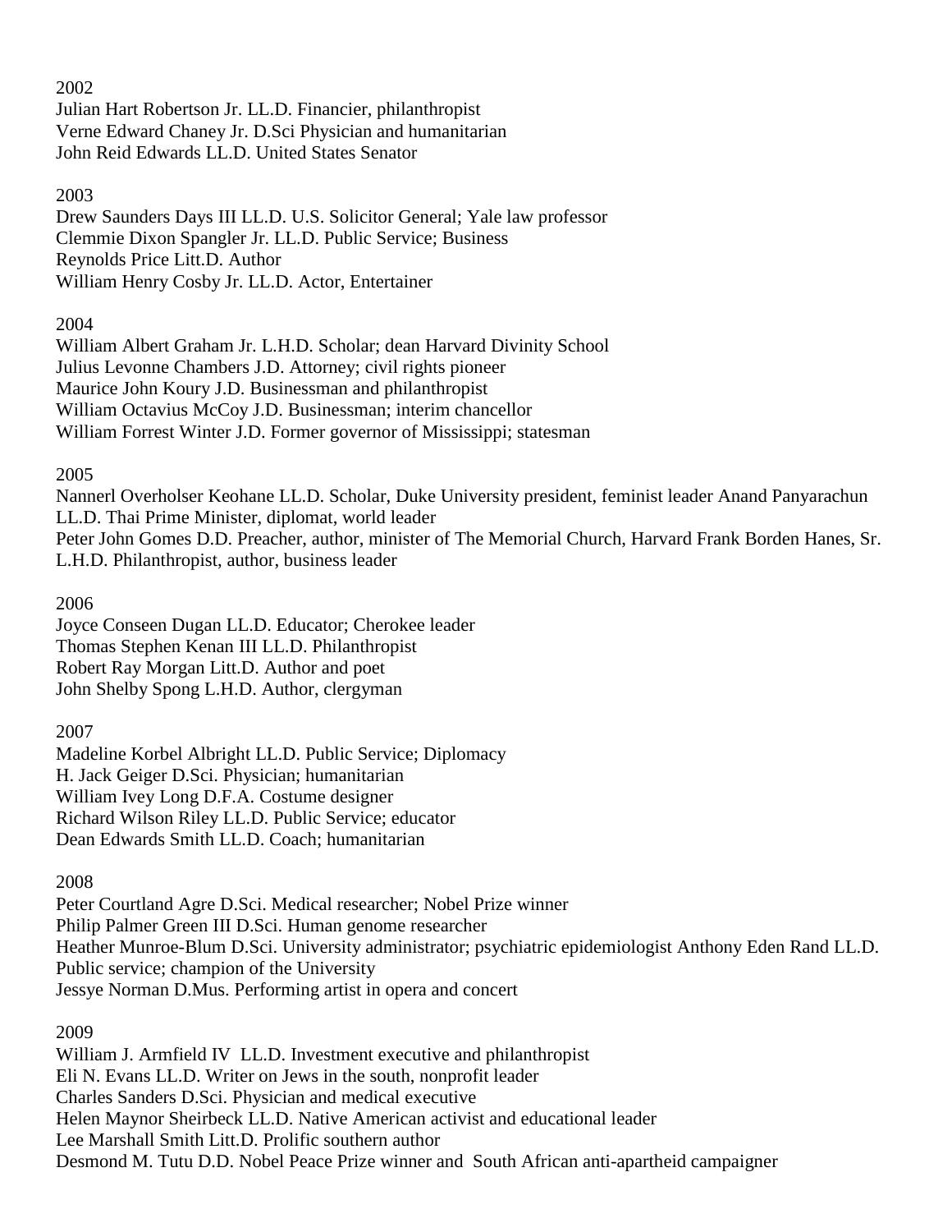2002

Julian Hart Robertson Jr. LL.D. Financier, philanthropist
Verne Edward Chaney Jr. D.Sci Physician and humanitarian
John Reid Edwards LL.D. United States Senator

2003

Drew Saunders Days III LL.D. U.S. Solicitor General; Yale law professor
Clemmie Dixon Spangler Jr. LL.D. Public Service; Business
Reynolds Price Litt.D. Author
William Henry Cosby Jr. LL.D. Actor, Entertainer

2004

William Albert Graham Jr. L.H.D. Scholar; dean Harvard Divinity School
Julius Levonne Chambers J.D. Attorney; civil rights pioneer
Maurice John Koury J.D. Businessman and philanthropist
William Octavius McCoy J.D. Businessman; interim chancellor
William Forrest Winter J.D. Former governor of Mississippi; statesman

2005

Nannerl Overholser Keohane LL.D. Scholar, Duke University president, feminist leader Anand Panyarachun LL.D. Thai Prime Minister, diplomat, world leader
Peter John Gomes D.D. Preacher, author, minister of The Memorial Church, Harvard Frank Borden Hanes, Sr. L.H.D. Philanthropist, author, business leader

2006

Joyce Conseen Dugan LL.D. Educator; Cherokee leader
Thomas Stephen Kenan III LL.D. Philanthropist
Robert Ray Morgan Litt.D. Author and poet
John Shelby Spong L.H.D. Author, clergyman

2007

Madeline Korbel Albright LL.D. Public Service; Diplomacy
H. Jack Geiger D.Sci. Physician; humanitarian
William Ivey Long D.F.A. Costume designer
Richard Wilson Riley LL.D. Public Service; educator
Dean Edwards Smith LL.D. Coach; humanitarian

2008

Peter Courtland Agre D.Sci. Medical researcher; Nobel Prize winner
Philip Palmer Green III D.Sci. Human genome researcher
Heather Munroe-Blum D.Sci. University administrator; psychiatric epidemiologist Anthony Eden Rand LL.D. Public service; champion of the University
Jessye Norman D.Mus. Performing artist in opera and concert

2009

William J. Armfield IV LL.D. Investment executive and philanthropist
Eli N. Evans LL.D. Writer on Jews in the south, nonprofit leader
Charles Sanders D.Sci. Physician and medical executive
Helen Maynor Sheirbeck LL.D. Native American activist and educational leader
Lee Marshall Smith Litt.D. Prolific southern author
Desmond M. Tutu D.D. Nobel Peace Prize winner and South African anti-apartheid campaigner